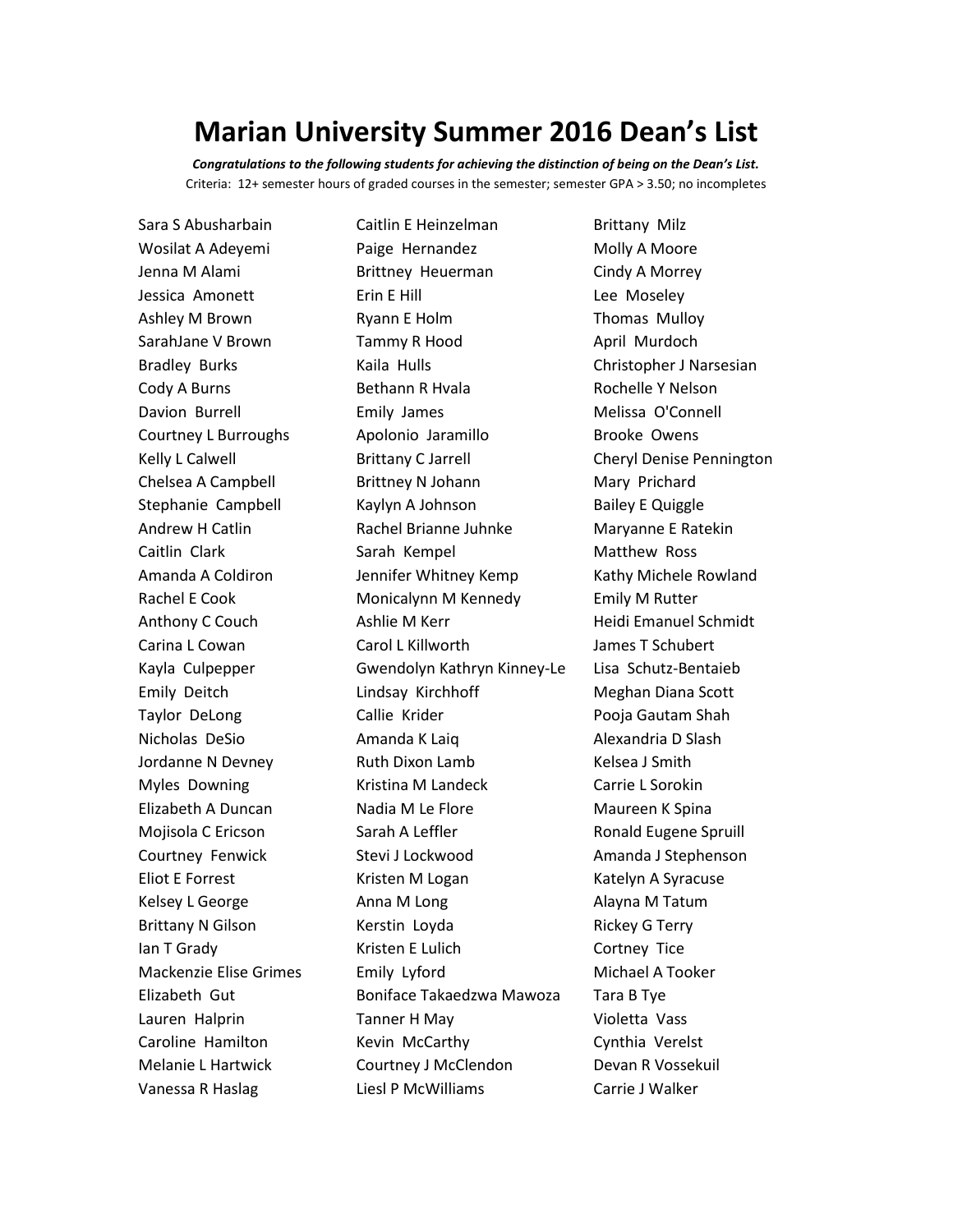# Marian University Summer 2016 Dean's List

***Congratulations to the following students for achieving the distinction of being on the Dean's List.***

Criteria: 12+ semester hours of graded courses in the semester; semester GPA > 3.50; no incompletes

Sara S Abusharbain
Wosilat A Adeyemi
Jenna M Alami
Jessica Amonett
Ashley M Brown
SarahJane V Brown
Bradley Burks
Cody A Burns
Davion Burrell
Courtney L Burroughs
Kelly L Calwell
Chelsea A Campbell
Stephanie Campbell
Andrew H Catlin
Caitlin Clark
Amanda A Coldiron
Rachel E Cook
Anthony C Couch
Carina L Cowan
Kayla Culpepper
Emily Deitch
Taylor DeLong
Nicholas DeSio
Jordanne N Devney
Myles Downing
Elizabeth A Duncan
Mojisola C Ericson
Courtney Fenwick
Eliot E Forrest
Kelsey L George
Brittany N Gilson
Ian T Grady
Mackenzie Elise Grimes
Elizabeth Gut
Lauren Halprin
Caroline Hamilton
Melanie L Hartwick
Vanessa R Haslag
Caitlin E Heinzelman
Paige Hernandez
Brittney Heuerman
Erin E Hill
Ryann E Holm
Tammy R Hood
Kaila Hulls
Bethann R Hvala
Emily James
Apolonio Jaramillo
Brittany C Jarrell
Brittney N Johann
Kaylyn A Johnson
Rachel Brianne Juhnke
Sarah Kempel
Jennifer Whitney Kemp
Monicalynn M Kennedy
Ashlie M Kerr
Carol L Killworth
Gwendolyn Kathryn Kinney-Le
Lindsay Kirchhoff
Callie Krider
Amanda K Laiq
Ruth Dixon Lamb
Kristina M Landeck
Nadia M Le Flore
Sarah A Leffler
Stevi J Lockwood
Kristen M Logan
Anna M Long
Kerstin Loyda
Kristen E Lulich
Emily Lyford
Boniface Takaedzwa Mawoza
Tanner H May
Kevin McCarthy
Courtney J McClendon
Liesl P McWilliams
Brittany Milz
Molly A Moore
Cindy A Morrey
Lee Moseley
Thomas Mulloy
April Murdoch
Christopher J Narsesian
Rochelle Y Nelson
Melissa O'Connell
Brooke Owens
Cheryl Denise Pennington
Mary Prichard
Bailey E Quiggle
Maryanne E Ratekin
Matthew Ross
Kathy Michele Rowland
Emily M Rutter
Heidi Emanuel Schmidt
James T Schubert
Lisa Schutz-Bentaieb
Meghan Diana Scott
Pooja Gautam Shah
Alexandria D Slash
Kelsea J Smith
Carrie L Sorokin
Maureen K Spina
Ronald Eugene Spruill
Amanda J Stephenson
Katelyn A Syracuse
Alayna M Tatum
Rickey G Terry
Cortney Tice
Michael A Tooker
Tara B Tye
Violetta Vass
Cynthia Verelst
Devan R Vossekuil
Carrie J Walker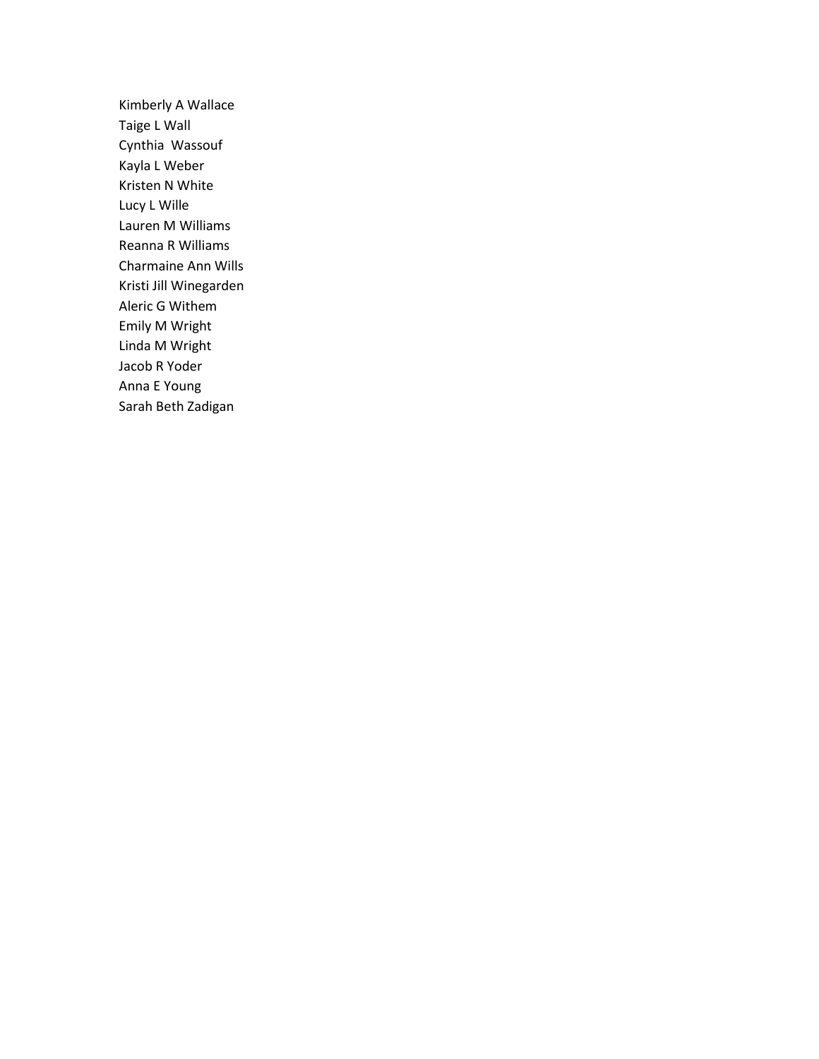Kimberly A Wallace
Taige L Wall
Cynthia  Wassouf
Kayla L Weber
Kristen N White
Lucy L Wille
Lauren M Williams
Reanna R Williams
Charmaine Ann Wills
Kristi Jill Winegarden
Aleric G Withem
Emily M Wright
Linda M Wright
Jacob R Yoder
Anna E Young
Sarah Beth Zadigan